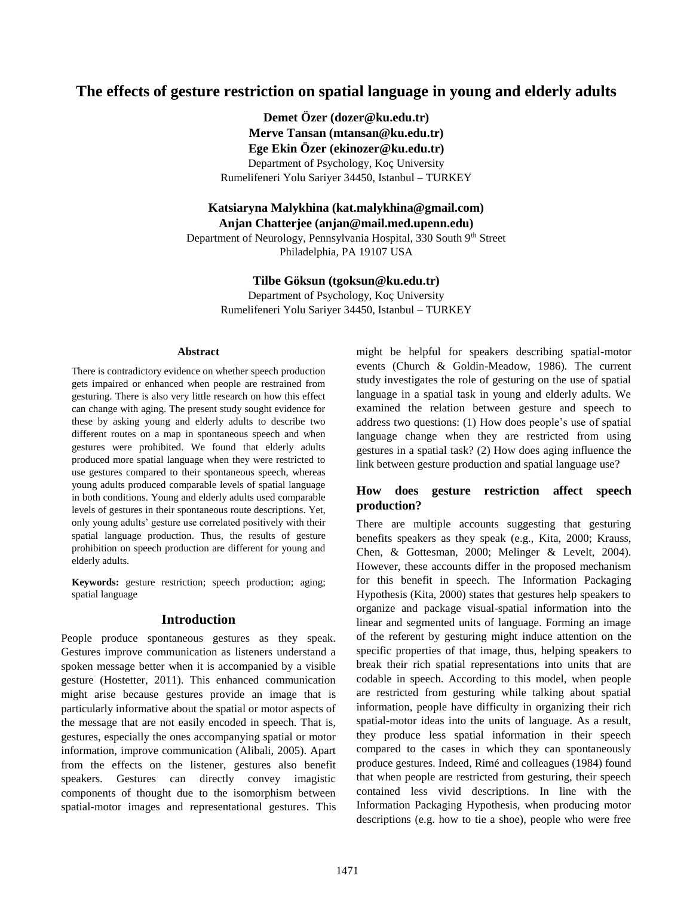# The effects of gesture restriction on spatial language in young and elderly adults

**Demet Özer (dozer@ku.edu.tr)**
**Merve Tansan (mtansan@ku.edu.tr)**
**Ege Ekin Özer (ekinozer@ku.edu.tr)**
Department of Psychology, Koç University
Rumelifeneri Yolu Sariyer 34450, Istanbul – TURKEY

**Katsiaryna Malykhina (kat.malykhina@gmail.com)**
**Anjan Chatterjee (anjan@mail.med.upenn.edu)**
Department of Neurology, Pennsylvania Hospital, 330 South 9th Street
Philadelphia, PA 19107 USA

**Tilbe Göksun (tgoksun@ku.edu.tr)**
Department of Psychology, Koç University
Rumelifeneri Yolu Sariyer 34450, Istanbul – TURKEY

## Abstract

There is contradictory evidence on whether speech production gets impaired or enhanced when people are restrained from gesturing. There is also very little research on how this effect can change with aging. The present study sought evidence for these by asking young and elderly adults to describe two different routes on a map in spontaneous speech and when gestures were prohibited. We found that elderly adults produced more spatial language when they were restricted to use gestures compared to their spontaneous speech, whereas young adults produced comparable levels of spatial language in both conditions. Young and elderly adults used comparable levels of gestures in their spontaneous route descriptions. Yet, only young adults' gesture use correlated positively with their spatial language production. Thus, the results of gesture prohibition on speech production are different for young and elderly adults.

**Keywords:** gesture restriction; speech production; aging; spatial language

## Introduction

People produce spontaneous gestures as they speak. Gestures improve communication as listeners understand a spoken message better when it is accompanied by a visible gesture (Hostetter, 2011). This enhanced communication might arise because gestures provide an image that is particularly informative about the spatial or motor aspects of the message that are not easily encoded in speech. That is, gestures, especially the ones accompanying spatial or motor information, improve communication (Alibali, 2005). Apart from the effects on the listener, gestures also benefit speakers. Gestures can directly convey imagistic components of thought due to the isomorphism between spatial-motor images and representational gestures. This might be helpful for speakers describing spatial-motor events (Church & Goldin-Meadow, 1986). The current study investigates the role of gesturing on the use of spatial language in a spatial task in young and elderly adults. We examined the relation between gesture and speech to address two questions: (1) How does people's use of spatial language change when they are restricted from using gestures in a spatial task? (2) How does aging influence the link between gesture production and spatial language use?

### How does gesture restriction affect speech production?

There are multiple accounts suggesting that gesturing benefits speakers as they speak (e.g., Kita, 2000; Krauss, Chen, & Gottesman, 2000; Melinger & Levelt, 2004). However, these accounts differ in the proposed mechanism for this benefit in speech. The Information Packaging Hypothesis (Kita, 2000) states that gestures help speakers to organize and package visual-spatial information into the linear and segmented units of language. Forming an image of the referent by gesturing might induce attention on the specific properties of that image, thus, helping speakers to break their rich spatial representations into units that are codable in speech. According to this model, when people are restricted from gesturing while talking about spatial information, people have difficulty in organizing their rich spatial-motor ideas into the units of language. As a result, they produce less spatial information in their speech compared to the cases in which they can spontaneously produce gestures. Indeed, Rimé and colleagues (1984) found that when people are restricted from gesturing, their speech contained less vivid descriptions. In line with the Information Packaging Hypothesis, when producing motor descriptions (e.g. how to tie a shoe), people who were free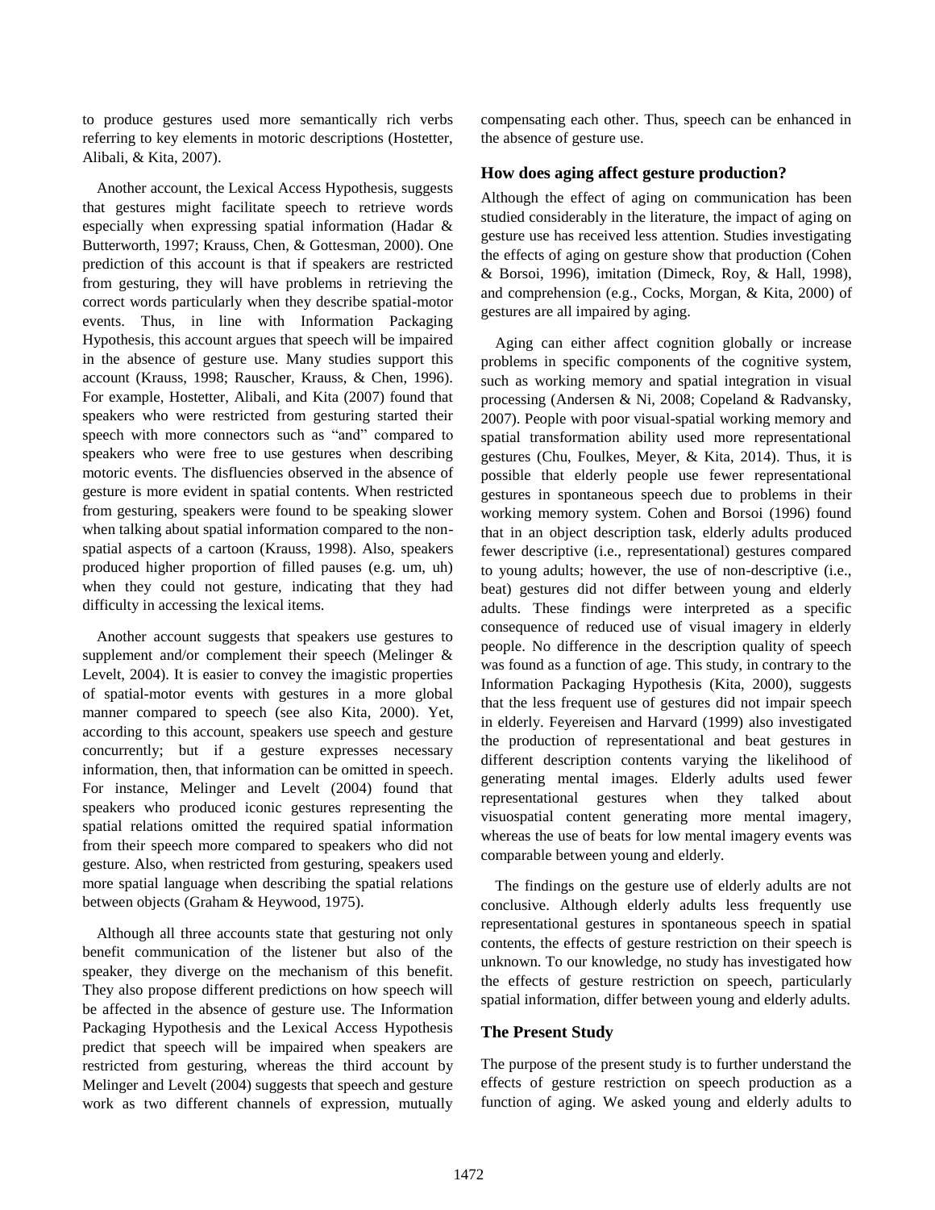to produce gestures used more semantically rich verbs referring to key elements in motoric descriptions (Hostetter, Alibali, & Kita, 2007).

Another account, the Lexical Access Hypothesis, suggests that gestures might facilitate speech to retrieve words especially when expressing spatial information (Hadar & Butterworth, 1997; Krauss, Chen, & Gottesman, 2000). One prediction of this account is that if speakers are restricted from gesturing, they will have problems in retrieving the correct words particularly when they describe spatial-motor events. Thus, in line with Information Packaging Hypothesis, this account argues that speech will be impaired in the absence of gesture use. Many studies support this account (Krauss, 1998; Rauscher, Krauss, & Chen, 1996). For example, Hostetter, Alibali, and Kita (2007) found that speakers who were restricted from gesturing started their speech with more connectors such as "and" compared to speakers who were free to use gestures when describing motoric events. The disfluencies observed in the absence of gesture is more evident in spatial contents. When restricted from gesturing, speakers were found to be speaking slower when talking about spatial information compared to the non-spatial aspects of a cartoon (Krauss, 1998). Also, speakers produced higher proportion of filled pauses (e.g. um, uh) when they could not gesture, indicating that they had difficulty in accessing the lexical items.

Another account suggests that speakers use gestures to supplement and/or complement their speech (Melinger & Levelt, 2004). It is easier to convey the imagistic properties of spatial-motor events with gestures in a more global manner compared to speech (see also Kita, 2000). Yet, according to this account, speakers use speech and gesture concurrently; but if a gesture expresses necessary information, then, that information can be omitted in speech. For instance, Melinger and Levelt (2004) found that speakers who produced iconic gestures representing the spatial relations omitted the required spatial information from their speech more compared to speakers who did not gesture. Also, when restricted from gesturing, speakers used more spatial language when describing the spatial relations between objects (Graham & Heywood, 1975).

Although all three accounts state that gesturing not only benefit communication of the listener but also of the speaker, they diverge on the mechanism of this benefit. They also propose different predictions on how speech will be affected in the absence of gesture use. The Information Packaging Hypothesis and the Lexical Access Hypothesis predict that speech will be impaired when speakers are restricted from gesturing, whereas the third account by Melinger and Levelt (2004) suggests that speech and gesture work as two different channels of expression, mutually compensating each other. Thus, speech can be enhanced in the absence of gesture use.

## How does aging affect gesture production?

Although the effect of aging on communication has been studied considerably in the literature, the impact of aging on gesture use has received less attention. Studies investigating the effects of aging on gesture show that production (Cohen & Borsoi, 1996), imitation (Dimeck, Roy, & Hall, 1998), and comprehension (e.g., Cocks, Morgan, & Kita, 2000) of gestures are all impaired by aging.

Aging can either affect cognition globally or increase problems in specific components of the cognitive system, such as working memory and spatial integration in visual processing (Andersen & Ni, 2008; Copeland & Radvansky, 2007). People with poor visual-spatial working memory and spatial transformation ability used more representational gestures (Chu, Foulkes, Meyer, & Kita, 2014). Thus, it is possible that elderly people use fewer representational gestures in spontaneous speech due to problems in their working memory system. Cohen and Borsoi (1996) found that in an object description task, elderly adults produced fewer descriptive (i.e., representational) gestures compared to young adults; however, the use of non-descriptive (i.e., beat) gestures did not differ between young and elderly adults. These findings were interpreted as a specific consequence of reduced use of visual imagery in elderly people. No difference in the description quality of speech was found as a function of age. This study, in contrary to the Information Packaging Hypothesis (Kita, 2000), suggests that the less frequent use of gestures did not impair speech in elderly. Feyereisen and Harvard (1999) also investigated the production of representational and beat gestures in different description contents varying the likelihood of generating mental images. Elderly adults used fewer representational gestures when they talked about visuospatial content generating more mental imagery, whereas the use of beats for low mental imagery events was comparable between young and elderly.

The findings on the gesture use of elderly adults are not conclusive. Although elderly adults less frequently use representational gestures in spontaneous speech in spatial contents, the effects of gesture restriction on their speech is unknown. To our knowledge, no study has investigated how the effects of gesture restriction on speech, particularly spatial information, differ between young and elderly adults.

## The Present Study

The purpose of the present study is to further understand the effects of gesture restriction on speech production as a function of aging. We asked young and elderly adults to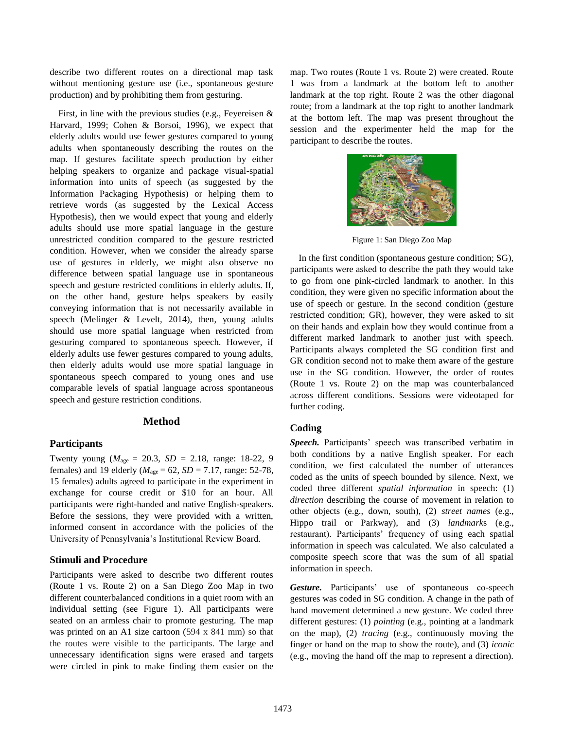describe two different routes on a directional map task without mentioning gesture use (i.e., spontaneous gesture production) and by prohibiting them from gesturing.

First, in line with the previous studies (e.g., Feyereisen & Harvard, 1999; Cohen & Borsoi, 1996), we expect that elderly adults would use fewer gestures compared to young adults when spontaneously describing the routes on the map. If gestures facilitate speech production by either helping speakers to organize and package visual-spatial information into units of speech (as suggested by the Information Packaging Hypothesis) or helping them to retrieve words (as suggested by the Lexical Access Hypothesis), then we would expect that young and elderly adults should use more spatial language in the gesture unrestricted condition compared to the gesture restricted condition. However, when we consider the already sparse use of gestures in elderly, we might also observe no difference between spatial language use in spontaneous speech and gesture restricted conditions in elderly adults. If, on the other hand, gesture helps speakers by easily conveying information that is not necessarily available in speech (Melinger & Levelt, 2014), then, young adults should use more spatial language when restricted from gesturing compared to spontaneous speech. However, if elderly adults use fewer gestures compared to young adults, then elderly adults would use more spatial language in spontaneous speech compared to young ones and use comparable levels of spatial language across spontaneous speech and gesture restriction conditions.

## Method

### Participants

Twenty young ($M_{\text{age}}$ = 20.3, *SD* = 2.18, range: 18-22, 9 females) and 19 elderly ($M_{\text{age}}$ = 62, *SD* = 7.17, range: 52-78, 15 females) adults agreed to participate in the experiment in exchange for course credit or $10 for an hour. All participants were right-handed and native English-speakers. Before the sessions, they were provided with a written, informed consent in accordance with the policies of the University of Pennsylvania's Institutional Review Board.

### Stimuli and Procedure

Participants were asked to describe two different routes (Route 1 vs. Route 2) on a San Diego Zoo Map in two different counterbalanced conditions in a quiet room with an individual setting (see Figure 1). All participants were seated on an armless chair to promote gesturing. The map was printed on an A1 size cartoon (594 x 841 mm) so that the routes were visible to the participants. The large and unnecessary identification signs were erased and targets were circled in pink to make finding them easier on the map. Two routes (Route 1 vs. Route 2) were created. Route 1 was from a landmark at the bottom left to another landmark at the top right. Route 2 was the other diagonal route; from a landmark at the top right to another landmark at the bottom left. The map was present throughout the session and the experimenter held the map for the participant to describe the routes.

Figure 1: San Diego Zoo Map

In the first condition (spontaneous gesture condition; SG), participants were asked to describe the path they would take to go from one pink-circled landmark to another. In this condition, they were given no specific information about the use of speech or gesture. In the second condition (gesture restricted condition; GR), however, they were asked to sit on their hands and explain how they would continue from a different marked landmark to another just with speech. Participants always completed the SG condition first and GR condition second not to make them aware of the gesture use in the SG condition. However, the order of routes (Route 1 vs. Route 2) on the map was counterbalanced across different conditions. Sessions were videotaped for further coding.

### Coding

***Speech.*** Participants' speech was transcribed verbatim in both conditions by a native English speaker. For each condition, we first calculated the number of utterances coded as the units of speech bounded by silence. Next, we coded three different *spatial information* in speech: (1) *direction* describing the course of movement in relation to other objects (e.g., down, south), (2) *street names* (e.g., Hippo trail or Parkway), and (3) *landmark*s (e.g., restaurant). Participants' frequency of using each spatial information in speech was calculated. We also calculated a composite speech score that was the sum of all spatial information in speech.

***Gesture.*** Participants' use of spontaneous co-speech gestures was coded in SG condition. A change in the path of hand movement determined a new gesture. We coded three different gestures: (1) *pointing* (e.g., pointing at a landmark on the map), (2) *tracing* (e.g., continuously moving the finger or hand on the map to show the route), and (3) *iconic* (e.g., moving the hand off the map to represent a direction).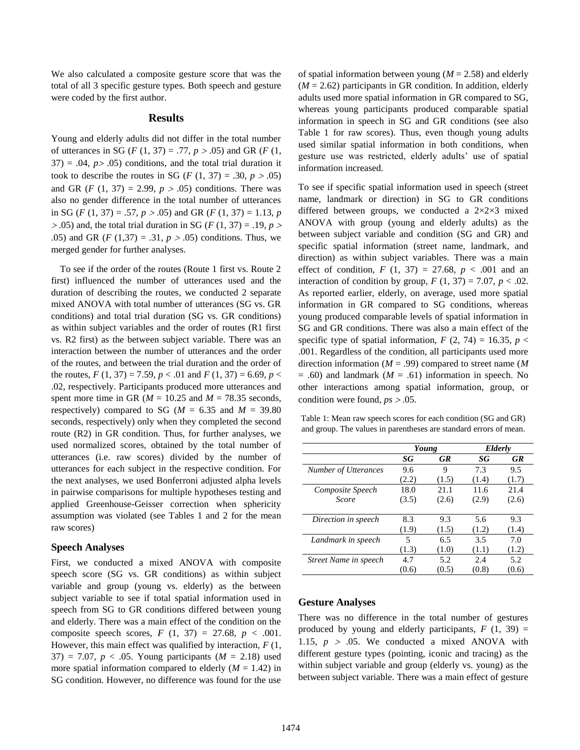We also calculated a composite gesture score that was the total of all 3 specific gesture types. Both speech and gesture were coded by the first author.

## Results

Young and elderly adults did not differ in the total number of utterances in SG ($F$ (1, 37) = .77, $p$ > .05) and GR ($F$ (1, 37) = .04, $p$> .05) conditions, and the total trial duration it took to describe the routes in SG ($F$ (1, 37) = .30, $p$ > .05) and GR ($F$ (1, 37) = 2.99, $p$ > .05) conditions. There was also no gender difference in the total number of utterances in SG ($F$ (1, 37) = .57, $p$ > .05) and GR ($F$ (1, 37) = 1.13, $p$ > .05) and, the total trial duration in SG ($F$ (1, 37) = .19, $p$ > .05) and GR ($F$ (1,37) = .31, $p$ > .05) conditions. Thus, we merged gender for further analyses.

To see if the order of the routes (Route 1 first vs. Route 2 first) influenced the number of utterances used and the duration of describing the routes, we conducted 2 separate mixed ANOVA with total number of utterances (SG vs. GR conditions) and total trial duration (SG vs. GR conditions) as within subject variables and the order of routes (R1 first vs. R2 first) as the between subject variable. There was an interaction between the number of utterances and the order of the routes, and between the trial duration and the order of the routes, $F$ (1, 37) = 7.59, $p$ < .01 and $F$ (1, 37) = 6.69, $p$ < .02, respectively. Participants produced more utterances and spent more time in GR ($M$ = 10.25 and $M$ = 78.35 seconds, respectively) compared to SG ($M$ = 6.35 and $M$ = 39.80 seconds, respectively) only when they completed the second route (R2) in GR condition. Thus, for further analyses, we used normalized scores, obtained by the total number of utterances (i.e. raw scores) divided by the number of utterances for each subject in the respective condition. For the next analyses, we used Bonferroni adjusted alpha levels in pairwise comparisons for multiple hypotheses testing and applied Greenhouse-Geisser correction when sphericity assumption was violated (see Tables 1 and 2 for the mean raw scores)

### Speech Analyses

First, we conducted a mixed ANOVA with composite speech score (SG vs. GR conditions) as within subject variable and group (young vs. elderly) as the between subject variable to see if total spatial information used in speech from SG to GR conditions differed between young and elderly. There was a main effect of the condition on the composite speech scores, $F$ (1, 37) = 27.68, $p$ < .001. However, this main effect was qualified by interaction, $F$ (1, 37) = 7.07, $p$ < .05. Young participants ($M$ = 2.18) used more spatial information compared to elderly ($M$ = 1.42) in SG condition. However, no difference was found for the use of spatial information between young ($M$ = 2.58) and elderly ($M$ = 2.62) participants in GR condition. In addition, elderly adults used more spatial information in GR compared to SG, whereas young participants produced comparable spatial information in speech in SG and GR conditions (see also Table 1 for raw scores). Thus, even though young adults used similar spatial information in both conditions, when gesture use was restricted, elderly adults' use of spatial information increased.

To see if specific spatial information used in speech (street name, landmark or direction) in SG to GR conditions differed between groups, we conducted a 2×2×3 mixed ANOVA with group (young and elderly adults) as the between subject variable and condition (SG and GR) and specific spatial information (street name, landmark, and direction) as within subject variables. There was a main effect of condition, $F$ (1, 37) = 27.68, $p$ < .001 and an interaction of condition by group, $F$ (1, 37) = 7.07, $p$ < .02. As reported earlier, elderly, on average, used more spatial information in GR compared to SG conditions, whereas young produced comparable levels of spatial information in SG and GR conditions. There was also a main effect of the specific type of spatial information, $F$ (2, 74) = 16.35, $p$ < .001. Regardless of the condition, all participants used more direction information ($M$ = .99) compared to street name ($M$ = .60) and landmark ($M$ = .61) information in speech. No other interactions among spatial information, group, or condition were found, $ps$ > .05.

Table 1: Mean raw speech scores for each condition (SG and GR) and group. The values in parentheses are standard errors of mean.

| | ***Young*** | | ***Elderly*** | |
|---|---|---|---|---|
| | ***SG*** | ***GR*** | ***SG*** | ***GR*** |
| *Number of Utterances* | 9.6 (2.2) | 9 (1.5) | 7.3 (1.4) | 9.5 (1.7) |
| *Composite Speech Score* | 18.0 (3.5) | 21.1 (2.6) | 11.6 (2.9) | 21.4 (2.6) |
| *Direction in speech* | 8.3 (1.9) | 9.3 (1.5) | 5.6 (1.2) | 9.3 (1.4) |
| *Landmark in speech* | 5 (1.3) | 6.5 (1.0) | 3.5 (1.1) | 7.0 (1.2) |
| *Street Name in speech* | 4.7 (0.6) | 5.2 (0.5) | 2.4 (0.8) | 5.2 (0.6) |

### Gesture Analyses

There was no difference in the total number of gestures produced by young and elderly participants, $F$ (1, 39) = 1.15, $p$ > .05. We conducted a mixed ANOVA with different gesture types (pointing, iconic and tracing) as the within subject variable and group (elderly vs. young) as the between subject variable. There was a main effect of gesture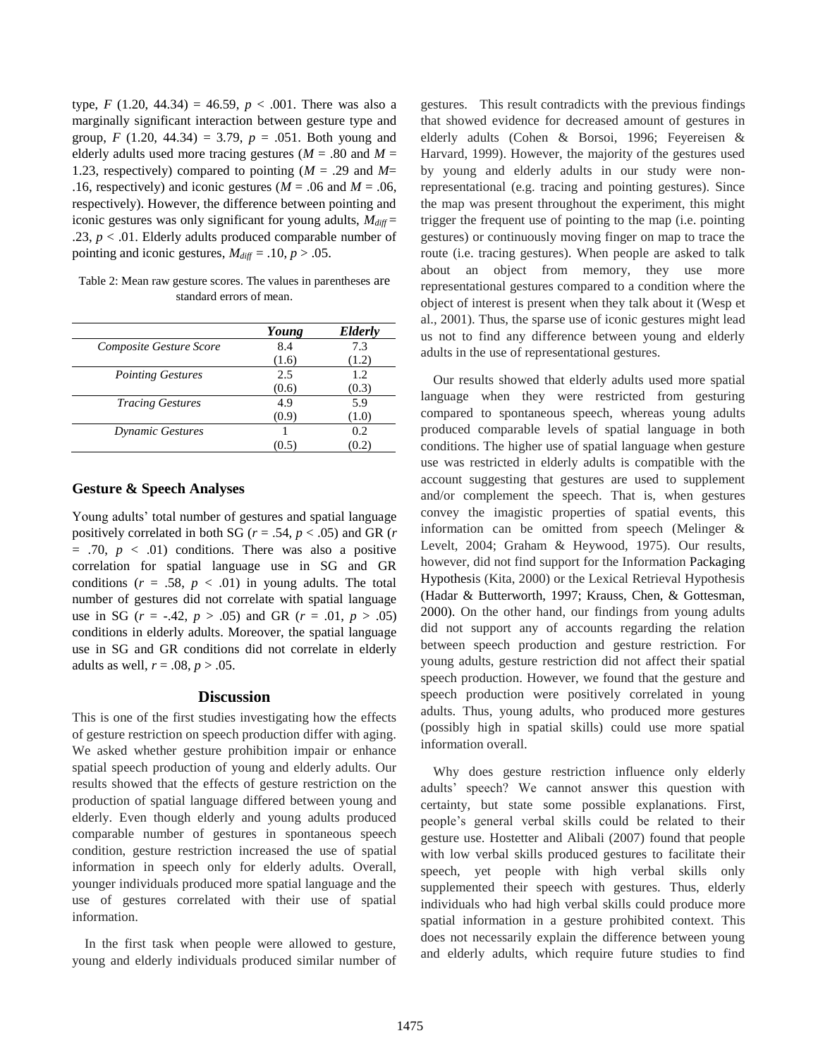type, $F$ (1.20, 44.34) = 46.59, $p < .001$. There was also a marginally significant interaction between gesture type and group, $F$ (1.20, 44.34) = 3.79, $p = .051$. Both young and elderly adults used more tracing gestures ($M = .80$ and $M = 1.23$, respectively) compared to pointing ($M = .29$ and $M = .16$, respectively) and iconic gestures ($M = .06$ and $M = .06$, respectively). However, the difference between pointing and iconic gestures was only significant for young adults, $M_{diff} = .23$, $p < .01$. Elderly adults produced comparable number of pointing and iconic gestures, $M_{diff} = .10$, $p > .05$.

Table 2: Mean raw gesture scores. The values in parentheses are standard errors of mean.

| | *Young* | *Elderly* |
|---|---|---|
| *Composite Gesture Score* | 8.4 (1.6) | 7.3 (1.2) |
| *Pointing Gestures* | 2.5 (0.6) | 1.2 (0.3) |
| *Tracing Gestures* | 4.9 (0.9) | 5.9 (1.0) |
| *Dynamic Gestures* | 1 (0.5) | 0.2 (0.2) |

### Gesture & Speech Analyses

Young adults' total number of gestures and spatial language positively correlated in both SG ($r = .54$, $p < .05$) and GR ($r = .70$, $p < .01$) conditions. There was also a positive correlation for spatial language use in SG and GR conditions ($r = .58$, $p < .01$) in young adults. The total number of gestures did not correlate with spatial language use in SG ($r = -.42$, $p > .05$) and GR ($r = .01$, $p > .05$) conditions in elderly adults. Moreover, the spatial language use in SG and GR conditions did not correlate in elderly adults as well, $r = .08$, $p > .05$.

## Discussion

This is one of the first studies investigating how the effects of gesture restriction on speech production differ with aging. We asked whether gesture prohibition impair or enhance spatial speech production of young and elderly adults. Our results showed that the effects of gesture restriction on the production of spatial language differed between young and elderly. Even though elderly and young adults produced comparable number of gestures in spontaneous speech condition, gesture restriction increased the use of spatial information in speech only for elderly adults. Overall, younger individuals produced more spatial language and the use of gestures correlated with their use of spatial information.

In the first task when people were allowed to gesture, young and elderly individuals produced similar number of gestures. This result contradicts with the previous findings that showed evidence for decreased amount of gestures in elderly adults (Cohen & Borsoi, 1996; Feyereisen & Harvard, 1999). However, the majority of the gestures used by young and elderly adults in our study were non-representational (e.g. tracing and pointing gestures). Since the map was present throughout the experiment, this might trigger the frequent use of pointing to the map (i.e. pointing gestures) or continuously moving finger on map to trace the route (i.e. tracing gestures). When people are asked to talk about an object from memory, they use more representational gestures compared to a condition where the object of interest is present when they talk about it (Wesp et al., 2001). Thus, the sparse use of iconic gestures might lead us not to find any difference between young and elderly adults in the use of representational gestures.

Our results showed that elderly adults used more spatial language when they were restricted from gesturing compared to spontaneous speech, whereas young adults produced comparable levels of spatial language in both conditions. The higher use of spatial language when gesture use was restricted in elderly adults is compatible with the account suggesting that gestures are used to supplement and/or complement the speech. That is, when gestures convey the imagistic properties of spatial events, this information can be omitted from speech (Melinger & Levelt, 2004; Graham & Heywood, 1975). Our results, however, did not find support for the Information Packaging Hypothesis (Kita, 2000) or the Lexical Retrieval Hypothesis (Hadar & Butterworth, 1997; Krauss, Chen, & Gottesman, 2000). On the other hand, our findings from young adults did not support any of accounts regarding the relation between speech production and gesture restriction. For young adults, gesture restriction did not affect their spatial speech production. However, we found that the gesture and speech production were positively correlated in young adults. Thus, young adults, who produced more gestures (possibly high in spatial skills) could use more spatial information overall.

Why does gesture restriction influence only elderly adults' speech? We cannot answer this question with certainty, but state some possible explanations. First, people's general verbal skills could be related to their gesture use. Hostetter and Alibali (2007) found that people with low verbal skills produced gestures to facilitate their speech, yet people with high verbal skills only supplemented their speech with gestures. Thus, elderly individuals who had high verbal skills could produce more spatial information in a gesture prohibited context. This does not necessarily explain the difference between young and elderly adults, which require future studies to find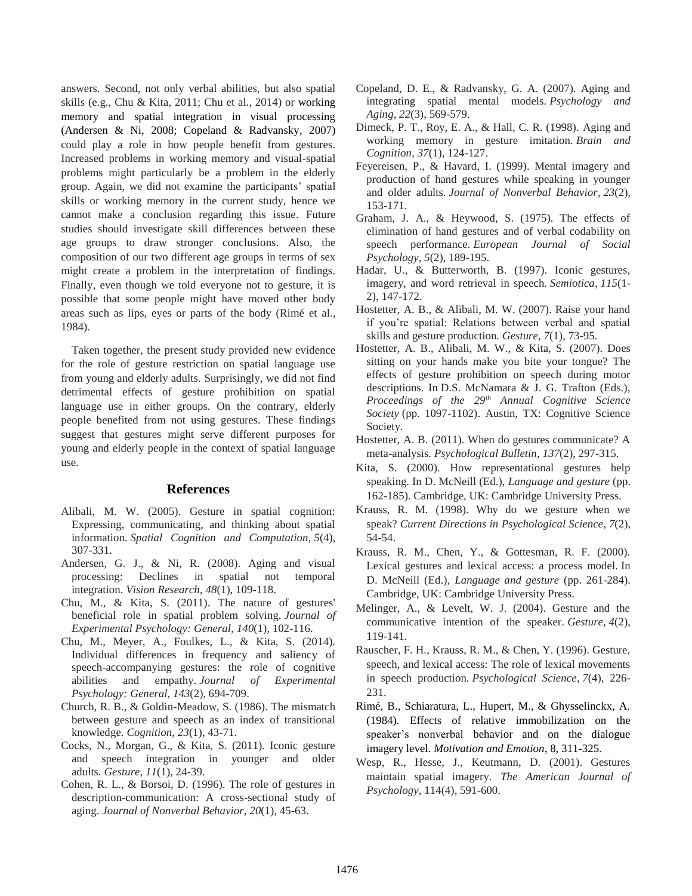answers. Second, not only verbal abilities, but also spatial skills (e.g., Chu & Kita, 2011; Chu et al., 2014) or working memory and spatial integration in visual processing (Andersen & Ni, 2008; Copeland & Radvansky, 2007) could play a role in how people benefit from gestures. Increased problems in working memory and visual-spatial problems might particularly be a problem in the elderly group. Again, we did not examine the participants' spatial skills or working memory in the current study, hence we cannot make a conclusion regarding this issue. Future studies should investigate skill differences between these age groups to draw stronger conclusions. Also, the composition of our two different age groups in terms of sex might create a problem in the interpretation of findings. Finally, even though we told everyone not to gesture, it is possible that some people might have moved other body areas such as lips, eyes or parts of the body (Rimé et al., 1984).

Taken together, the present study provided new evidence for the role of gesture restriction on spatial language use from young and elderly adults. Surprisingly, we did not find detrimental effects of gesture prohibition on spatial language use in either groups. On the contrary, elderly people benefited from not using gestures. These findings suggest that gestures might serve different purposes for young and elderly people in the context of spatial language use.

## References

Alibali, M. W. (2005). Gesture in spatial cognition: Expressing, communicating, and thinking about spatial information. *Spatial Cognition and Computation*, *5*(4), 307-331.

Andersen, G. J., & Ni, R. (2008). Aging and visual processing: Declines in spatial not temporal integration. *Vision Research*, *48*(1), 109-118.

Chu, M., & Kita, S. (2011). The nature of gestures' beneficial role in spatial problem solving. *Journal of Experimental Psychology: General*, *140*(1), 102-116.

Chu, M., Meyer, A., Foulkes, L., & Kita, S. (2014). Individual differences in frequency and saliency of speech-accompanying gestures: the role of cognitive abilities and empathy. *Journal of Experimental Psychology: General*, *143*(2), 694-709.

Church, R. B., & Goldin-Meadow, S. (1986). The mismatch between gesture and speech as an index of transitional knowledge. *Cognition*, *23*(1), 43-71.

Cocks, N., Morgan, G., & Kita, S. (2011). Iconic gesture and speech integration in younger and older adults. *Gesture*, *11*(1), 24-39.

Cohen, R. L., & Borsoi, D. (1996). The role of gestures in description-communication: A cross-sectional study of aging. *Journal of Nonverbal Behavior*, *20*(1), 45-63.

Copeland, D. E., & Radvansky, G. A. (2007). Aging and integrating spatial mental models. *Psychology and Aging*, *22*(3), 569-579.

Dimeck, P. T., Roy, E. A., & Hall, C. R. (1998). Aging and working memory in gesture imitation. *Brain and Cognition*, *37*(1), 124-127.

Feyereisen, P., & Havard, I. (1999). Mental imagery and production of hand gestures while speaking in younger and older adults. *Journal of Nonverbal Behavior*, *23*(2), 153-171.

Graham, J. A., & Heywood, S. (1975). The effects of elimination of hand gestures and of verbal codability on speech performance. *European Journal of Social Psychology*, *5*(2), 189-195.

Hadar, U., & Butterworth, B. (1997). Iconic gestures, imagery, and word retrieval in speech. *Semiotica*, *115*(1-2), 147-172.

Hostetter, A. B., & Alibali, M. W. (2007). Raise your hand if you're spatial: Relations between verbal and spatial skills and gesture production. *Gesture*, *7*(1), 73-95.

Hostetter, A. B., Alibali, M. W., & Kita, S. (2007). Does sitting on your hands make you bite your tongue? The effects of gesture prohibition on speech during motor descriptions. In D.S. McNamara & J. G. Trafton (Eds.), *Proceedings of the 29th Annual Cognitive Science Society* (pp. 1097-1102). Austin, TX: Cognitive Science Society.

Hostetter, A. B. (2011). When do gestures communicate? A meta-analysis. *Psychological Bulletin*, *137*(2), 297-315.

Kita, S. (2000). How representational gestures help speaking. In D. McNeill (Ed.), *Language and gesture* (pp. 162-185). Cambridge, UK: Cambridge University Press.

Krauss, R. M. (1998). Why do we gesture when we speak? *Current Directions in Psychological Science*, *7*(2), 54-54.

Krauss, R. M., Chen, Y., & Gottesman, R. F. (2000). Lexical gestures and lexical access: a process model. In D. McNeill (Ed.), *Language and gesture* (pp. 261-284). Cambridge, UK: Cambridge University Press.

Melinger, A., & Levelt, W. J. (2004). Gesture and the communicative intention of the speaker. *Gesture*, *4*(2), 119-141.

Rauscher, F. H., Krauss, R. M., & Chen, Y. (1996). Gesture, speech, and lexical access: The role of lexical movements in speech production. *Psychological Science*, *7*(4), 226-231.

Rimé, B., Schiaratura, L., Hupert, M., & Ghysselinckx, A. (1984). Effects of relative immobilization on the speaker's nonverbal behavior and on the dialogue imagery level. *Motivation and Emotion*, 8, 311-325.

Wesp, R., Hesse, J., Keutmann, D. (2001). Gestures maintain spatial imagery. *The American Journal of Psychology*, 114(4), 591-600.